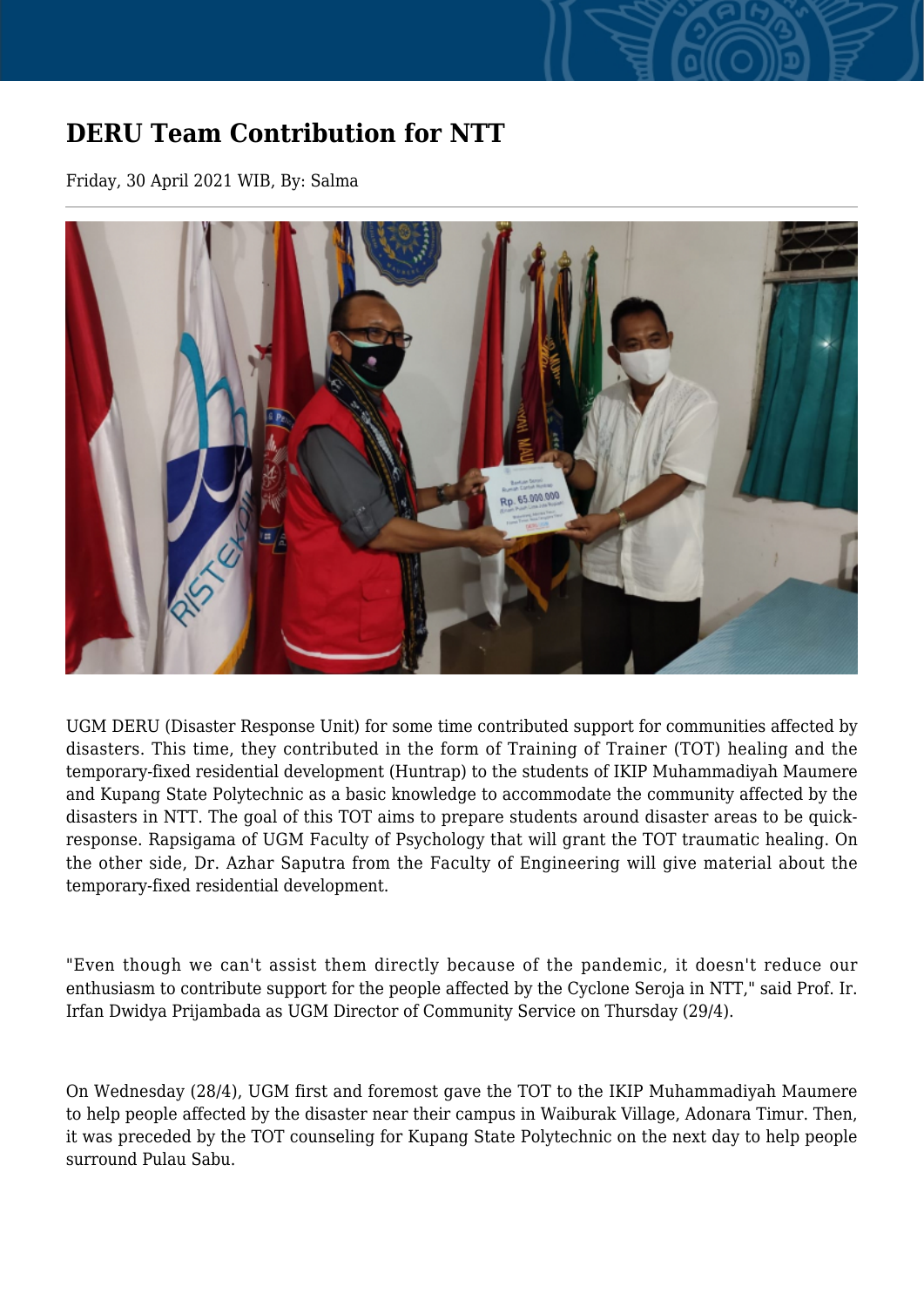# DERU Team Contribution for NTT

Friday, 30 April 2021 WIB, By: Salma

UGM DERU (Disaster Response Unit) for some time contributed support for communities affected by disasters. This time, they contributed in the form of Training of Trainer (TOT) healing and the temporary-fixed residential development (Huntrap) to the students of IKIP Muhammadiyah Maumere and Kupang State Polytechnic as a basic knowledge to accommodate the community affected by the disasters in NTT. The goal of this TOT aims to prepare students around disaster areas to be quick-response. Rapsigama of UGM Faculty of Psychology that will grant the TOT traumatic healing. On the other side, Dr. Azhar Saputra from the Faculty of Engineering will give material about the temporary-fixed residential development.

"Even though we can't assist them directly because of the pandemic, it doesn't reduce our enthusiasm to contribute support for the people affected by the Cyclone Seroja in NTT," said Prof. Ir. Irfan Dwidya Prijambada as UGM Director of Community Service on Thursday (29/4).

On Wednesday (28/4), UGM first and foremost gave the TOT to the IKIP Muhammadiyah Maumere to help people affected by the disaster near their campus in Waiburak Village, Adonara Timur. Then, it was preceded by the TOT counseling for Kupang State Polytechnic on the next day to help people surround Pulau Sabu.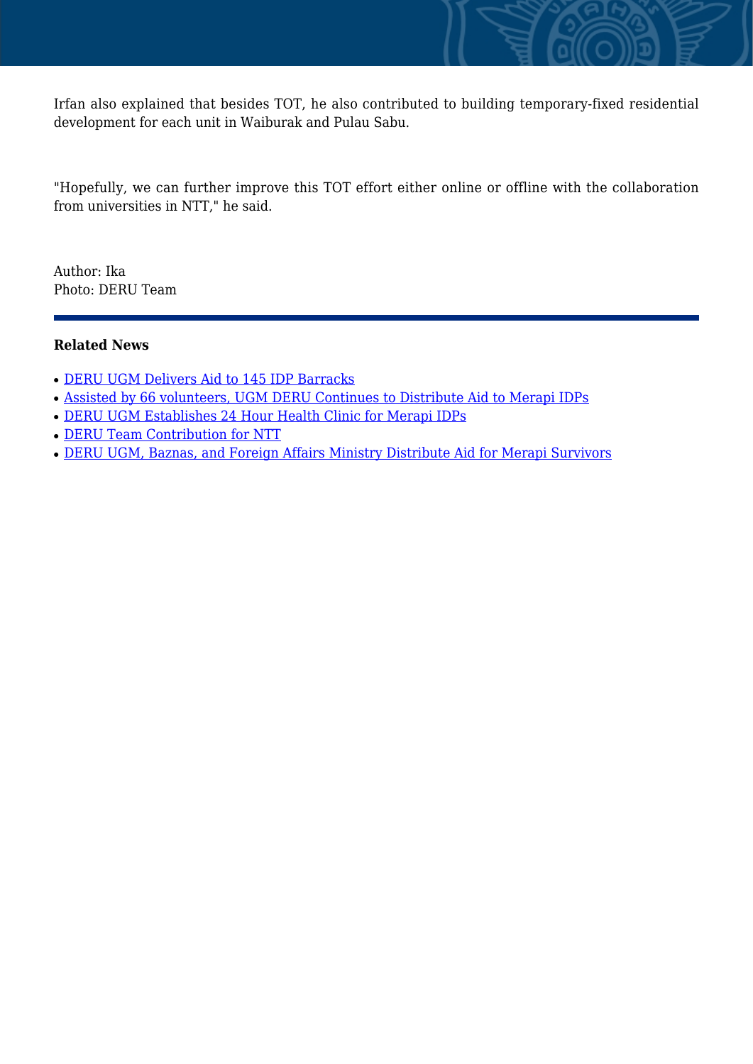Irfan also explained that besides TOT, he also contributed to building temporary-fixed residential development for each unit in Waiburak and Pulau Sabu.

"Hopefully, we can further improve this TOT effort either online or offline with the collaboration from universities in NTT," he said.

Author: Ika
Photo: DERU Team

---

**Related News**

- DERU UGM Delivers Aid to 145 IDP Barracks
- Assisted by 66 volunteers, UGM DERU Continues to Distribute Aid to Merapi IDPs
- DERU UGM Establishes 24 Hour Health Clinic for Merapi IDPs
- DERU Team Contribution for NTT
- DERU UGM, Baznas, and Foreign Affairs Ministry Distribute Aid for Merapi Survivors